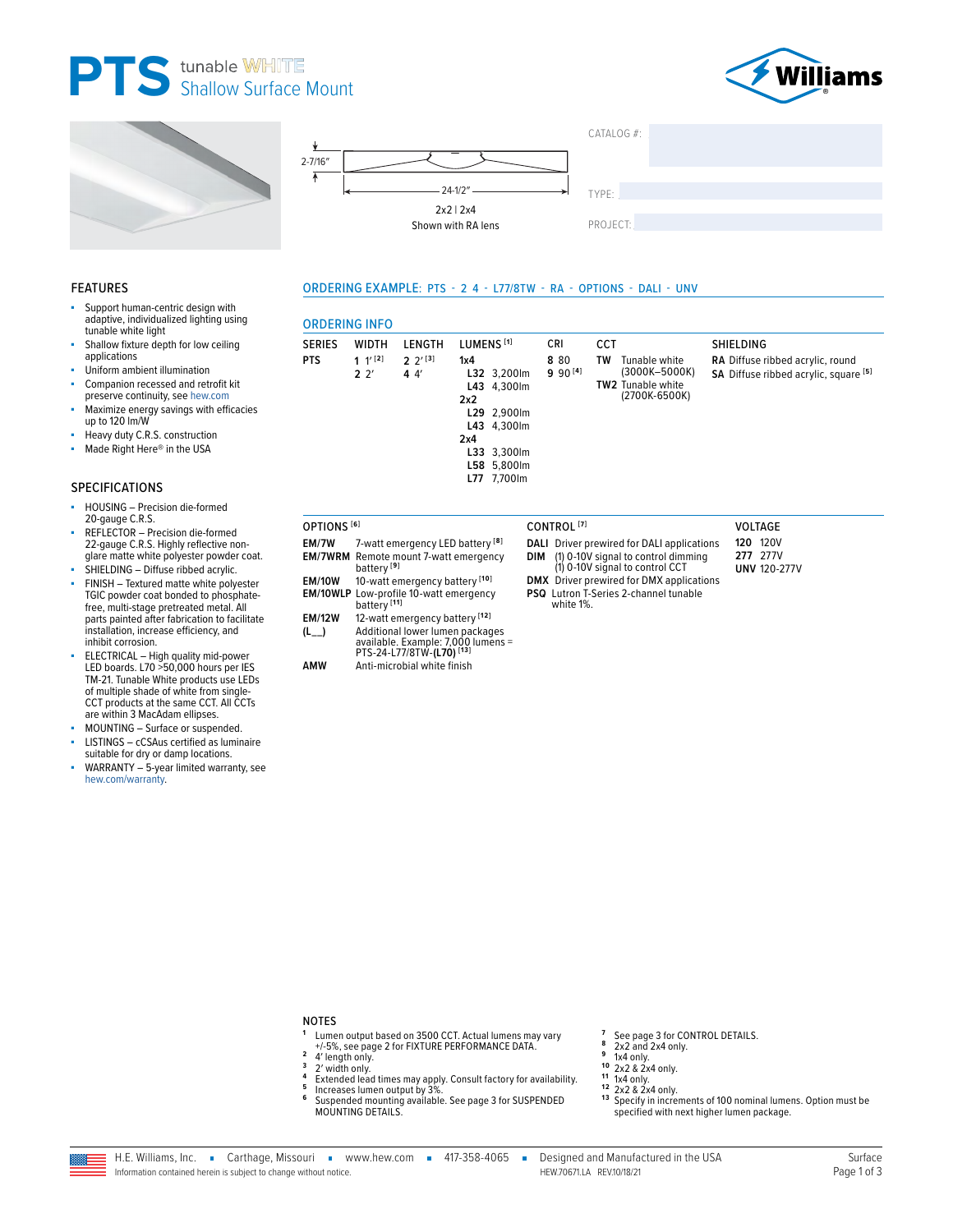# PTS tunable WHITE Shallow Surface Mount

2-7/16"

24-1/2"

2x2 | 2x4
Shown with RA lens

CATALOG #:

TYPE:

PROJECT:

## FEATURES

- Support human-centric design with adaptive, individualized lighting using tunable white light
- Shallow fixture depth for low ceiling applications
- Uniform ambient illumination
- Companion recessed and retrofit kit preserve continuity, see hew.com
- Maximize energy savings with efficacies up to 120 lm/W
- Heavy duty C.R.S. construction
- Made Right Here® in the USA

## SPECIFICATIONS

- HOUSING – Precision die-formed 20-gauge C.R.S.
- REFLECTOR – Precision die-formed 22-gauge C.R.S. Highly reflective non-glare matte white polyester powder coat.
- SHIELDING – Diffuse ribbed acrylic.
- FINISH – Textured matte white polyester TGIC powder coat bonded to phosphate-free, multi-stage pretreated metal. All parts painted after fabrication to facilitate installation, increase efficiency, and inhibit corrosion.
- ELECTRICAL – High quality mid-power LED boards. L70 >50,000 hours per IES TM-21. Tunable White products use LEDs of multiple shade of white from single-CCT products at the same CCT. All CCTs are within 3 MacAdam ellipses.
- MOUNTING – Surface or suspended.
- LISTINGS – cCSAus certified as luminaire suitable for dry or damp locations.
- WARRANTY – 5-year limited warranty, see hew.com/warranty.

## ORDERING EXAMPLE: PTS - 2 4 - L77/8TW - RA - OPTIONS - DALI - UNV

## ORDERING INFO

| SERIES | WIDTH | LENGTH | LUMENS [1] | CRI | CCT | SHIELDING |
|---|---|---|---|---|---|---|
| **PTS** | **1** 1' [2] | **2** 2' [3] | **1x4** | **8** 80 | **TW** Tunable white (3000K–5000K) | **RA** Diffuse ribbed acrylic, round |
| | **2** 2' | **4** 4' | **L32** 3,200lm | **9** 90 [4] | **TW2** Tunable white (2700K-6500K) | **SA** Diffuse ribbed acrylic, square [5] |
| | | | **L43** 4,300lm | | | |
| | | | **2x2** | | | |
| | | | **L29** 2,900lm | | | |
| | | | **L43** 4,300lm | | | |
| | | | **2x4** | | | |
| | | | **L33** 3,300lm | | | |
| | | | **L58** 5,800lm | | | |
| | | | **L77** 7,700lm | | | |

### OPTIONS [6]

| | |
|---|---|
| **EM/7W** | 7-watt emergency LED battery [8] |
| **EM/7WRM** | Remote mount 7-watt emergency battery [9] |
| **EM/10W** | 10-watt emergency battery [10] |
| **EM/10WLP** | Low-profile 10-watt emergency battery [11] |
| **EM/12W** | 12-watt emergency battery [12] |
| **(L__)** | Additional lower lumen packages available. Example: 7,000 lumens = PTS-24-L77/8TW-**(L70)** [13] |
| **AMW** | Anti-microbial white finish |

### CONTROL [7]

| | |
|---|---|
| **DALI** | Driver prewired for DALI applications |
| **DIM** | (1) 0-10V signal to control dimming (1) 0-10V signal to control CCT |
| **DMX** | Driver prewired for DMX applications |
| **PSQ** | Lutron T-Series 2-channel tunable white 1%. |

### VOLTAGE

| | |
|---|---|
| **120** | 120V |
| **277** | 277V |
| **UNV** | 120-277V |

### NOTES

1. Lumen output based on 3500 CCT. Actual lumens may vary +/-5%, see page 2 for FIXTURE PERFORMANCE DATA.
2. 4' length only.
3. 2' width only.
4. Extended lead times may apply. Consult factory for availability.
5. Increases lumen output by 3%.
6. Suspended mounting available. See page 3 for SUSPENDED MOUNTING DETAILS.
7. See page 3 for CONTROL DETAILS.
8. 2x2 and 2x4 only.
9. 1x4 only.
10. 2x2 & 2x4 only.
11. 1x4 only.
12. 2x2 & 2x4 only.
13. Specify in increments of 100 nominal lumens. Option must be specified with next higher lumen package.

H.E. Williams, Inc. ▪ Carthage, Missouri ▪ www.hew.com ▪ 417-358-4065 ▪ Designed and Manufactured in the USA
Information contained herein is subject to change without notice. HEW.70671.LA REV.10/18/21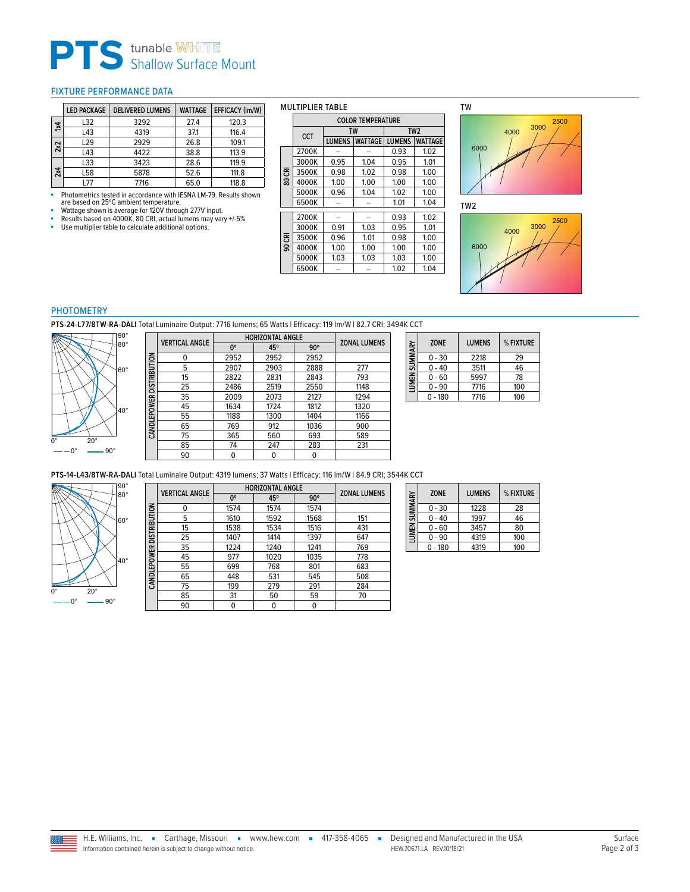# PTS tunable WHITE Shallow Surface Mount

## FIXTURE PERFORMANCE DATA

| | LED PACKAGE | DELIVERED LUMENS | WATTAGE | EFFICACY (lm/W) |
|---|---|---|---|---|
| 1x4 | L32 | 3292 | 27.4 | 120.3 |
| | L43 | 4319 | 37.1 | 116.4 |
| 2x2 | L29 | 2929 | 26.8 | 109.1 |
| | L43 | 4422 | 38.8 | 113.9 |
| 2x4 | L33 | 3423 | 28.6 | 119.9 |
| | L58 | 5878 | 52.6 | 111.8 |
| | L77 | 7716 | 65.0 | 118.8 |

- Photometrics tested in accordance with IESNA LM-79. Results shown are based on 25ºC ambient temperature.
- Wattage shown is average for 120V through 277V input.
- Results based on 4000K, 80 CRI, actual lumens may vary +/-5%
- Use multiplier table to calculate additional options.

### MULTIPLIER TABLE

| | CCT | TW LUMENS | TW WATTAGE | TW2 LUMENS | TW2 WATTAGE |
|---|---|---|---|---|---|
| 80 CRI | 2700K | – | – | 0.93 | 1.02 |
| | 3000K | 0.95 | 1.04 | 0.95 | 1.01 |
| | 3500K | 0.98 | 1.02 | 0.98 | 1.00 |
| | 4000K | 1.00 | 1.00 | 1.00 | 1.00 |
| | 5000K | 0.96 | 1.04 | 1.02 | 1.00 |
| | 6500K | – | – | 1.01 | 1.04 |
| 90 CRI | 2700K | – | – | 0.93 | 1.02 |
| | 3000K | 0.91 | 1.03 | 0.95 | 1.01 |
| | 3500K | 0.96 | 1.01 | 0.98 | 1.00 |
| | 4000K | 1.00 | 1.00 | 1.00 | 1.00 |
| | 5000K | 1.03 | 1.03 | 1.03 | 1.00 |
| | 6500K | – | – | 1.02 | 1.04 |

TW

TW2

## PHOTOMETRY

**PTS-24-L77/8TW-RA-DALI** Total Luminaire Output: 7716 lumens; 65 Watts | Efficacy: 119 lm/W | 82.7 CRI; 3494K CCT

**CANDLEPOWER DISTRIBUTION**

| VERTICAL ANGLE | HORIZONTAL ANGLE 0° | 45° | 90° | ZONAL LUMENS |
|---|---|---|---|---|
| 0 | 2952 | 2952 | 2952 | |
| 5 | 2907 | 2903 | 2888 | 277 |
| 15 | 2822 | 2831 | 2843 | 793 |
| 25 | 2486 | 2519 | 2550 | 1148 |
| 35 | 2009 | 2073 | 2127 | 1294 |
| 45 | 1634 | 1724 | 1812 | 1320 |
| 55 | 1188 | 1300 | 1404 | 1166 |
| 65 | 769 | 912 | 1036 | 900 |
| 75 | 365 | 560 | 693 | 589 |
| 85 | 74 | 247 | 283 | 231 |
| 90 | 0 | 0 | 0 | |

**LUMEN SUMMARY**

| ZONE | LUMENS | % FIXTURE |
|---|---|---|
| 0 - 30 | 2218 | 29 |
| 0 - 40 | 3511 | 46 |
| 0 - 60 | 5997 | 78 |
| 0 - 90 | 7716 | 100 |
| 0 - 180 | 7716 | 100 |

**PTS-14-L43/8TW-RA-DALI** Total Luminaire Output: 4319 lumens; 37 Watts | Efficacy: 116 lm/W | 84.9 CRI; 3544K CCT

**CANDLEPOWER DISTRIBUTION**

| VERTICAL ANGLE | HORIZONTAL ANGLE 0° | 45° | 90° | ZONAL LUMENS |
|---|---|---|---|---|
| 0 | 1574 | 1574 | 1574 | |
| 5 | 1610 | 1592 | 1568 | 151 |
| 15 | 1538 | 1534 | 1516 | 431 |
| 25 | 1407 | 1414 | 1397 | 647 |
| 35 | 1224 | 1240 | 1241 | 769 |
| 45 | 977 | 1020 | 1035 | 778 |
| 55 | 699 | 768 | 801 | 683 |
| 65 | 448 | 531 | 545 | 508 |
| 75 | 199 | 279 | 291 | 284 |
| 85 | 31 | 50 | 59 | 70 |
| 90 | 0 | 0 | 0 | |

**LUMEN SUMMARY**

| ZONE | LUMENS | % FIXTURE |
|---|---|---|
| 0 - 30 | 1228 | 28 |
| 0 - 40 | 1997 | 46 |
| 0 - 60 | 3457 | 80 |
| 0 - 90 | 4319 | 100 |
| 0 - 180 | 4319 | 100 |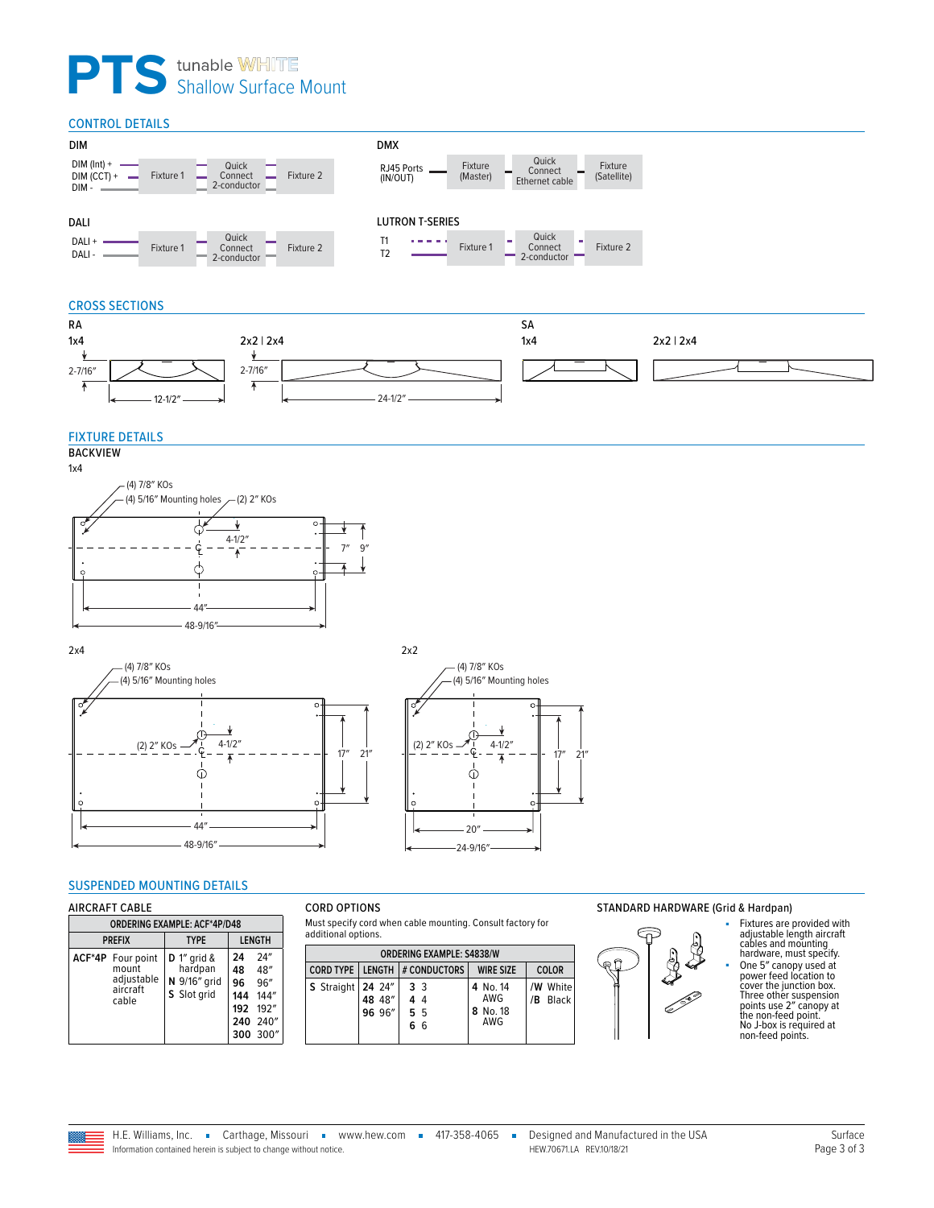# PTS tunable WHITE Shallow Surface Mount

## CONTROL DETAILS

### DIM

DIM (Int) +
DIM (CCT) +
DIM -

Fixture 1 — Quick Connect 2-conductor — Fixture 2

### DMX

RJ45 Ports (IN/OUT)

Fixture (Master) — Quick Connect Ethernet cable — Fixture (Satellite)

### DALI

DALI +
DALI -

Fixture 1 — Quick Connect 2-conductor — Fixture 2

### LUTRON T-SERIES

T1
T2

Fixture 1 — Quick Connect 2-conductor — Fixture 2

## CROSS SECTIONS

### RA

1x4

2-7/16"

12-1/2"

2x2 | 2x4

2-7/16"

24-1/2"

### SA

1x4

2x2 | 2x4

## FIXTURE DETAILS

### BACKVIEW

1x4

(4) 7/8" KOs
(4) 5/16" Mounting holes
(2) 2" KOs
4-1/2"
7"
9"
44"
48-9/16"

2x4

(4) 7/8" KOs
(4) 5/16" Mounting holes
(2) 2" KOs
4-1/2"
17"
21"
44"
48-9/16"

2x2

(4) 7/8" KOs
(4) 5/16" Mounting holes
(2) 2" KOs
4-1/2"
17"
21"
20"
24-9/16"

## SUSPENDED MOUNTING DETAILS

### AIRCRAFT CABLE

ORDERING EXAMPLE: ACF*4P/D48

| PREFIX | TYPE | LENGTH |
|---|---|---|
| **ACF*4P** Four point mount adjustable aircraft cable | **D** 1" grid & hardpan<br>**N** 9/16" grid<br>**S** Slot grid | **24** 24"<br>**48** 48"<br>**96** 96"<br>**144** 144"<br>**192** 192"<br>**240** 240"<br>**300** 300" |

### CORD OPTIONS

Must specify cord when cable mounting. Consult factory for additional options.

ORDERING EXAMPLE: S4838/W

| CORD TYPE | LENGTH | # CONDUCTORS | WIRE SIZE | COLOR |
|---|---|---|---|---|
| **S** Straight | **24** 24"<br>**48** 48"<br>**96** 96" | **3** 3<br>**4** 4<br>**5** 5<br>**6** 6 | **4** No. 14 AWG<br>**8** No. 18 AWG | **/W** White<br>**/B** Black |

### STANDARD HARDWARE (Grid & Hardpan)

- Fixtures are provided with adjustable length aircraft cables and mounting hardware, must specify.
- One 5" canopy used at power feed location to cover the junction box. Three other suspension points use 2" canopy at the non-feed point. No J-box is required at non-feed points.

H.E. Williams, Inc. ▪ Carthage, Missouri ▪ www.hew.com ▪ 417-358-4065 ▪ Designed and Manufactured in the USA
Information contained herein is subject to change without notice.
HEW.70671.LA REV.10/18/21
Surface